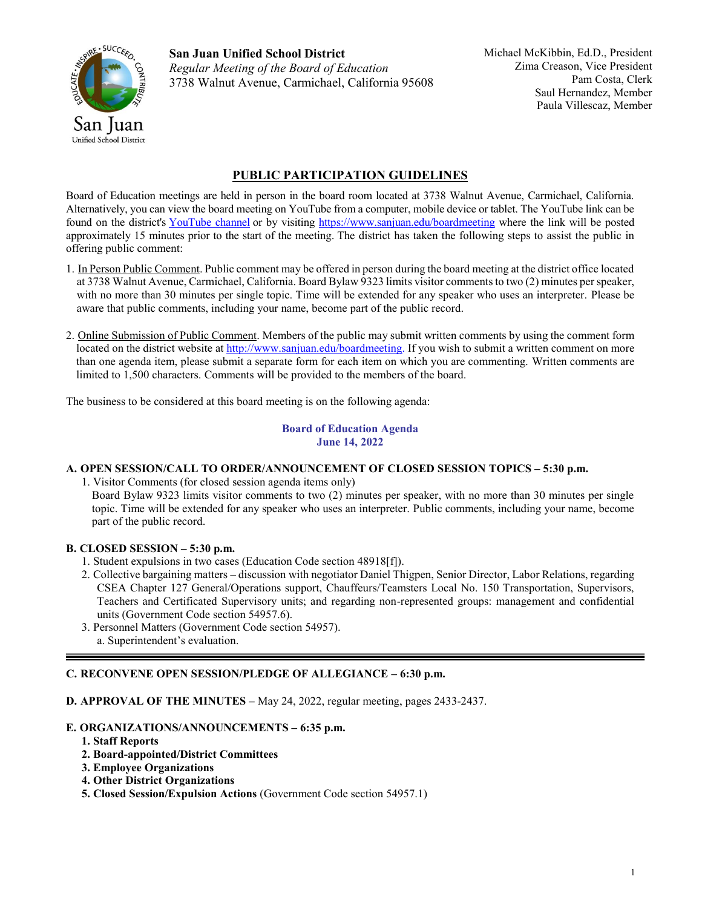**San Juan Unified School District**
*Regular Meeting of the Board of Education*
3738 Walnut Avenue, Carmichael, California 95608

Michael McKibbin, Ed.D., President
Zima Creason, Vice President
Pam Costa, Clerk
Saul Hernandez, Member
Paula Villescaz, Member

## PUBLIC PARTICIPATION GUIDELINES

Board of Education meetings are held in person in the board room located at 3738 Walnut Avenue, Carmichael, California. Alternatively, you can view the board meeting on YouTube from a computer, mobile device or tablet. The YouTube link can be found on the district's YouTube channel or by visiting https://www.sanjuan.edu/boardmeeting where the link will be posted approximately 15 minutes prior to the start of the meeting. The district has taken the following steps to assist the public in offering public comment:

1. In Person Public Comment. Public comment may be offered in person during the board meeting at the district office located at 3738 Walnut Avenue, Carmichael, California. Board Bylaw 9323 limits visitor comments to two (2) minutes per speaker, with no more than 30 minutes per single topic. Time will be extended for any speaker who uses an interpreter. Please be aware that public comments, including your name, become part of the public record.

2. Online Submission of Public Comment. Members of the public may submit written comments by using the comment form located on the district website at http://www.sanjuan.edu/boardmeeting. If you wish to submit a written comment on more than one agenda item, please submit a separate form for each item on which you are commenting. Written comments are limited to 1,500 characters. Comments will be provided to the members of the board.

The business to be considered at this board meeting is on the following agenda:

**Board of Education Agenda**
**June 14, 2022**

### A. OPEN SESSION/CALL TO ORDER/ANNOUNCEMENT OF CLOSED SESSION TOPICS – 5:30 p.m.

1. Visitor Comments (for closed session agenda items only)
   Board Bylaw 9323 limits visitor comments to two (2) minutes per speaker, with no more than 30 minutes per single topic. Time will be extended for any speaker who uses an interpreter. Public comments, including your name, become part of the public record.

### B. CLOSED SESSION – 5:30 p.m.

1. Student expulsions in two cases (Education Code section 48918[f]).
2. Collective bargaining matters – discussion with negotiator Daniel Thigpen, Senior Director, Labor Relations, regarding CSEA Chapter 127 General/Operations support, Chauffeurs/Teamsters Local No. 150 Transportation, Supervisors, Teachers and Certificated Supervisory units; and regarding non-represented groups: management and confidential units (Government Code section 54957.6).
3. Personnel Matters (Government Code section 54957).
   a. Superintendent's evaluation.

---

### C. RECONVENE OPEN SESSION/PLEDGE OF ALLEGIANCE – 6:30 p.m.

### D. APPROVAL OF THE MINUTES – May 24, 2022, regular meeting, pages 2433-2437.

### E. ORGANIZATIONS/ANNOUNCEMENTS – 6:35 p.m.

1. **Staff Reports**
2. **Board-appointed/District Committees**
3. **Employee Organizations**
4. **Other District Organizations**
5. **Closed Session/Expulsion Actions** (Government Code section 54957.1)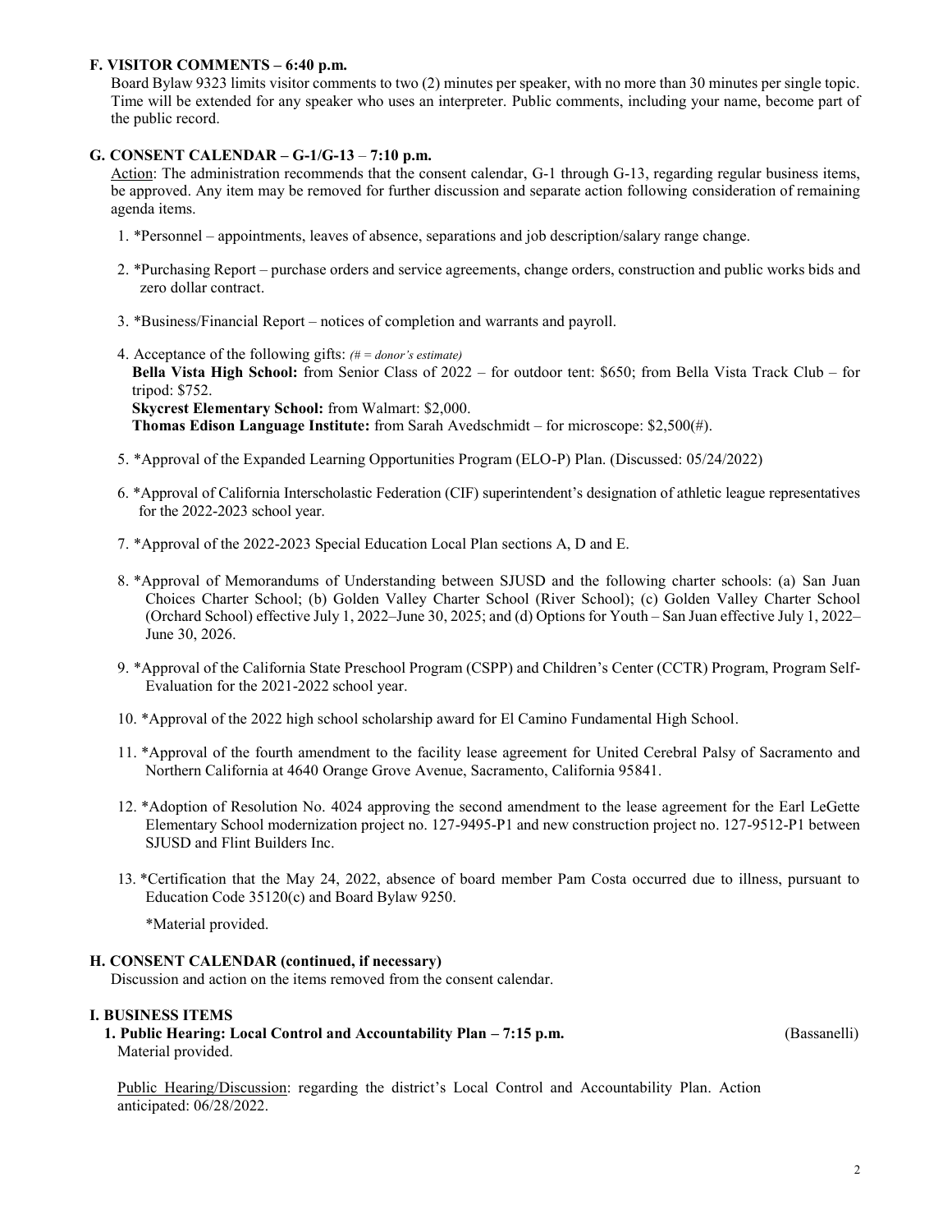## F. VISITOR COMMENTS – 6:40 p.m.

Board Bylaw 9323 limits visitor comments to two (2) minutes per speaker, with no more than 30 minutes per single topic. Time will be extended for any speaker who uses an interpreter. Public comments, including your name, become part of the public record.

## G. CONSENT CALENDAR – G-1/G-13 – 7:10 p.m.

Action: The administration recommends that the consent calendar, G-1 through G-13, regarding regular business items, be approved. Any item may be removed for further discussion and separate action following consideration of remaining agenda items.

1. *Personnel – appointments, leaves of absence, separations and job description/salary range change.
2. *Purchasing Report – purchase orders and service agreements, change orders, construction and public works bids and zero dollar contract.
3. *Business/Financial Report – notices of completion and warrants and payroll.
4. Acceptance of the following gifts: *(# = donor's estimate)*
   **Bella Vista High School:** from Senior Class of 2022 – for outdoor tent: $650; from Bella Vista Track Club – for tripod: $752.
   **Skycrest Elementary School:** from Walmart: $2,000.
   **Thomas Edison Language Institute:** from Sarah Avedschmidt – for microscope: $2,500(#).
5. *Approval of the Expanded Learning Opportunities Program (ELO-P) Plan. (Discussed: 05/24/2022)
6. *Approval of California Interscholastic Federation (CIF) superintendent's designation of athletic league representatives for the 2022-2023 school year.
7. *Approval of the 2022-2023 Special Education Local Plan sections A, D and E.
8. *Approval of Memorandums of Understanding between SJUSD and the following charter schools: (a) San Juan Choices Charter School; (b) Golden Valley Charter School (River School); (c) Golden Valley Charter School (Orchard School) effective July 1, 2022–June 30, 2025; and (d) Options for Youth – San Juan effective July 1, 2022–June 30, 2026.
9. *Approval of the California State Preschool Program (CSPP) and Children's Center (CCTR) Program, Program Self-Evaluation for the 2021-2022 school year.
10. *Approval of the 2022 high school scholarship award for El Camino Fundamental High School.
11. *Approval of the fourth amendment to the facility lease agreement for United Cerebral Palsy of Sacramento and Northern California at 4640 Orange Grove Avenue, Sacramento, California 95841.
12. *Adoption of Resolution No. 4024 approving the second amendment to the lease agreement for the Earl LeGette Elementary School modernization project no. 127-9495-P1 and new construction project no. 127-9512-P1 between SJUSD and Flint Builders Inc.
13. *Certification that the May 24, 2022, absence of board member Pam Costa occurred due to illness, pursuant to Education Code 35120(c) and Board Bylaw 9250.

*Material provided.

## H. CONSENT CALENDAR (continued, if necessary)

Discussion and action on the items removed from the consent calendar.

## I. BUSINESS ITEMS

**1. Public Hearing: Local Control and Accountability Plan – 7:15 p.m.** (Bassanelli)
Material provided.

Public Hearing/Discussion: regarding the district's Local Control and Accountability Plan. Action anticipated: 06/28/2022.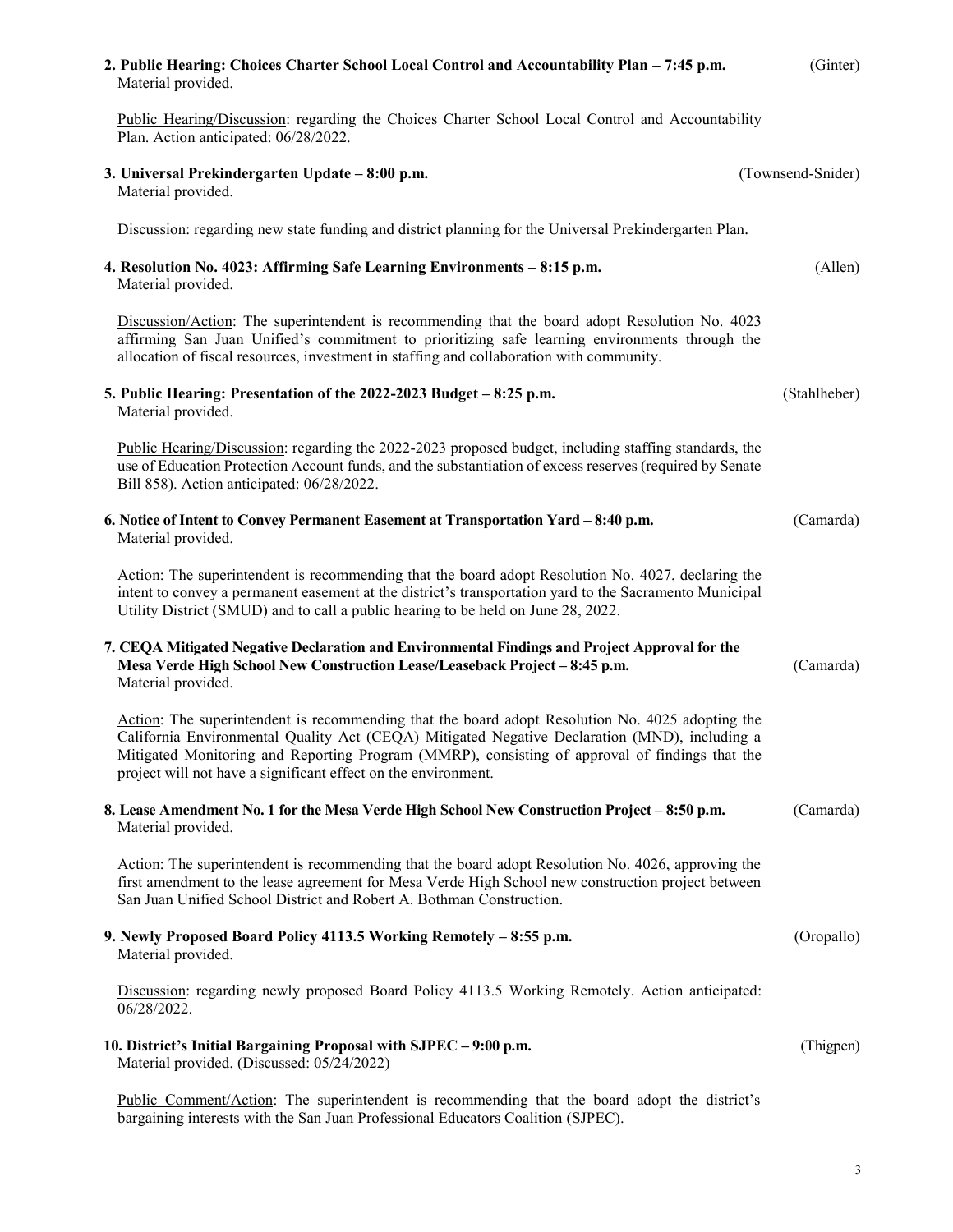**2. Public Hearing: Choices Charter School Local Control and Accountability Plan – 7:45 p.m.** (Ginter)
Material provided.

Public Hearing/Discussion: regarding the Choices Charter School Local Control and Accountability Plan. Action anticipated: 06/28/2022.

**3. Universal Prekindergarten Update – 8:00 p.m.** (Townsend-Snider)
Material provided.

Discussion: regarding new state funding and district planning for the Universal Prekindergarten Plan.

**4. Resolution No. 4023: Affirming Safe Learning Environments – 8:15 p.m.** (Allen)
Material provided.

Discussion/Action: The superintendent is recommending that the board adopt Resolution No. 4023 affirming San Juan Unified's commitment to prioritizing safe learning environments through the allocation of fiscal resources, investment in staffing and collaboration with community.

**5. Public Hearing: Presentation of the 2022-2023 Budget – 8:25 p.m.** (Stahlheber)
Material provided.

Public Hearing/Discussion: regarding the 2022-2023 proposed budget, including staffing standards, the use of Education Protection Account funds, and the substantiation of excess reserves (required by Senate Bill 858). Action anticipated: 06/28/2022.

**6. Notice of Intent to Convey Permanent Easement at Transportation Yard – 8:40 p.m.** (Camarda)
Material provided.

Action: The superintendent is recommending that the board adopt Resolution No. 4027, declaring the intent to convey a permanent easement at the district's transportation yard to the Sacramento Municipal Utility District (SMUD) and to call a public hearing to be held on June 28, 2022.

**7. CEQA Mitigated Negative Declaration and Environmental Findings and Project Approval for the Mesa Verde High School New Construction Lease/Leaseback Project – 8:45 p.m.** (Camarda)
Material provided.

Action: The superintendent is recommending that the board adopt Resolution No. 4025 adopting the California Environmental Quality Act (CEQA) Mitigated Negative Declaration (MND), including a Mitigated Monitoring and Reporting Program (MMRP), consisting of approval of findings that the project will not have a significant effect on the environment.

**8. Lease Amendment No. 1 for the Mesa Verde High School New Construction Project – 8:50 p.m.** (Camarda)
Material provided.

Action: The superintendent is recommending that the board adopt Resolution No. 4026, approving the first amendment to the lease agreement for Mesa Verde High School new construction project between San Juan Unified School District and Robert A. Bothman Construction.

**9. Newly Proposed Board Policy 4113.5 Working Remotely – 8:55 p.m.** (Oropallo)
Material provided.

Discussion: regarding newly proposed Board Policy 4113.5 Working Remotely. Action anticipated: 06/28/2022.

**10. District's Initial Bargaining Proposal with SJPEC – 9:00 p.m.** (Thigpen)
Material provided. (Discussed: 05/24/2022)

Public Comment/Action: The superintendent is recommending that the board adopt the district's bargaining interests with the San Juan Professional Educators Coalition (SJPEC).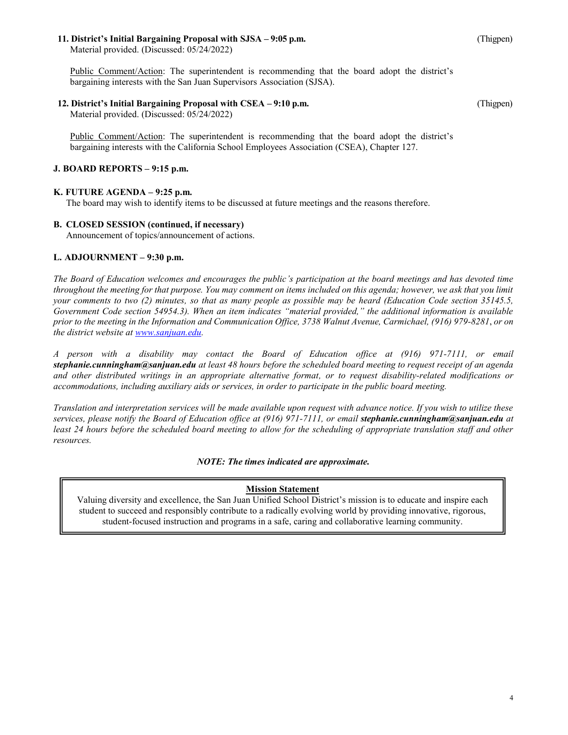**11. District's Initial Bargaining Proposal with SJSA – 9:05 p.m.** (Thigpen)

Material provided. (Discussed: 05/24/2022)

Public Comment/Action: The superintendent is recommending that the board adopt the district's bargaining interests with the San Juan Supervisors Association (SJSA).

**12. District's Initial Bargaining Proposal with CSEA – 9:10 p.m.** (Thigpen)

Material provided. (Discussed: 05/24/2022)

Public Comment/Action: The superintendent is recommending that the board adopt the district's bargaining interests with the California School Employees Association (CSEA), Chapter 127.

**J. BOARD REPORTS – 9:15 p.m.**

**K. FUTURE AGENDA – 9:25 p.m.**

The board may wish to identify items to be discussed at future meetings and the reasons therefore.

**B. CLOSED SESSION (continued, if necessary)**

Announcement of topics/announcement of actions.

**L. ADJOURNMENT – 9:30 p.m.**

*The Board of Education welcomes and encourages the public's participation at the board meetings and has devoted time throughout the meeting for that purpose. You may comment on items included on this agenda; however, we ask that you limit your comments to two (2) minutes, so that as many people as possible may be heard (Education Code section 35145.5, Government Code section 54954.3). When an item indicates "material provided," the additional information is available prior to the meeting in the Information and Communication Office, 3738 Walnut Avenue, Carmichael, (916) 979-8281, or on the district website at [www.sanjuan.edu](www.sanjuan.edu).*

*A person with a disability may contact the Board of Education office at (916) 971-7111, or email **stephanie.cunningham@sanjuan.edu** at least 48 hours before the scheduled board meeting to request receipt of an agenda and other distributed writings in an appropriate alternative format, or to request disability-related modifications or accommodations, including auxiliary aids or services, in order to participate in the public board meeting.*

*Translation and interpretation services will be made available upon request with advance notice. If you wish to utilize these services, please notify the Board of Education office at (916) 971-7111, or email **stephanie.cunningham@sanjuan.edu** at least 24 hours before the scheduled board meeting to allow for the scheduling of appropriate translation staff and other resources.*

***NOTE: The times indicated are approximate.***

**Mission Statement**

Valuing diversity and excellence, the San Juan Unified School District's mission is to educate and inspire each student to succeed and responsibly contribute to a radically evolving world by providing innovative, rigorous, student-focused instruction and programs in a safe, caring and collaborative learning community.